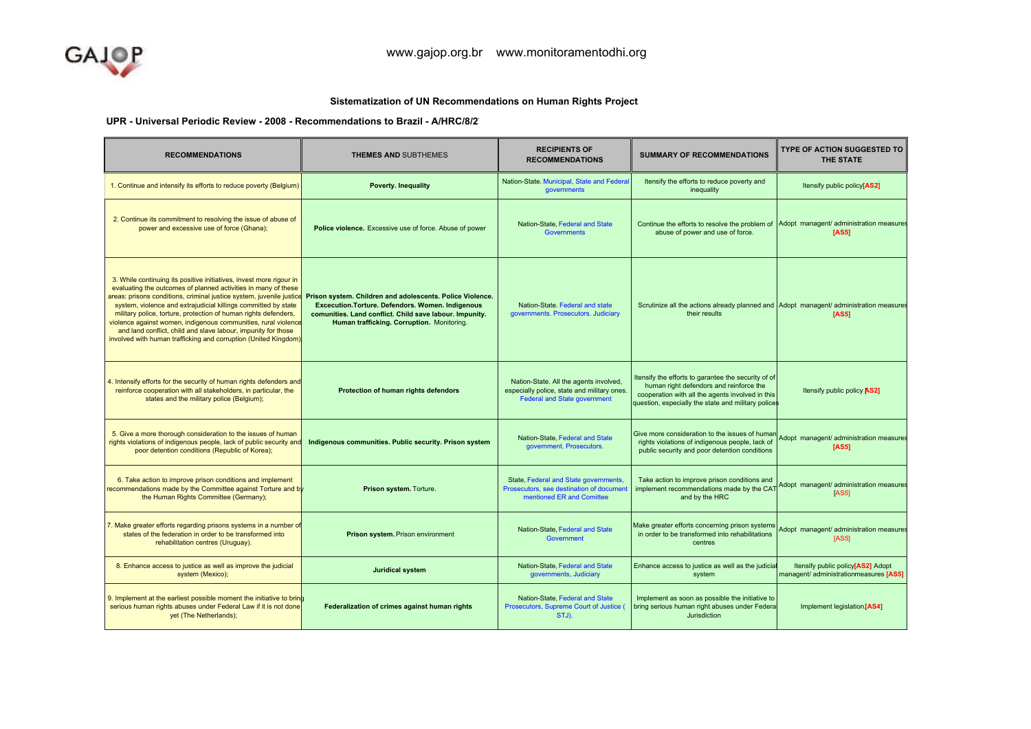GAJOP

www.gajop.org.br www.monitoramentodhi.org

### Sistematization of UN Recommendations on Human Rights Project

### UPR - Universal Periodic Review - 2008 - Recommendations to Brazil - A/HRC/8/2

| RECOMMENDATIONS | THEMES AND SUBTHEMES | RECIPIENTS OF RECOMMENDATIONS | SUMMARY OF RECOMMENDATIONS | TYPE OF ACTION SUGGESTED TO THE STATE |
|---|---|---|---|---|
| 1. Continue and intensify its efforts to reduce poverty (Belgium) | **Poverty. Inequality** | Nation-State. Municipal, State and Federal governments | Itensify the efforts to reduce poverty and inequality | Itensify public policy **[AS2]** |
| 2. Continue its commitment to resolving the issue of abuse of power and excessive use of force (Ghana); | **Police violence.** Excessive use of force. Abuse of power | Nation-State, Federal and State Governments | Continue the efforts to resolve the problem of abuse of power and use of force. | Adopt managent/ administration measures **[AS5]** |
| 3. While continuing its positive initiatives, invest more rigour in evaluating the outcomes of planned activities in many of these areas: prisons conditions, criminal justice system, juvenile justice system, violence and extrajudicial killings committed by state military police, torture, protection of human rights defenders, violence against women, indigenous communities, rural violence and land conflict, child and slave labour, impunity for those involved with human trafficking and corruption (United Kingdom); | **Prison system. Children and adolescents. Police Violence. Excecution.Torture. Defenders. Women. Indigenous comunities. Land conflict. Child save labour. Impunity. Human trafficking. Corruption.** Monitoring. | Nation-State. Federal and state governments. Prosecutors. Judiciary | Scrutinize all the actions already planned and their results | Adopt managent/ administration measures **[AS5]** |
| 4. Intensify efforts for the security of human rights defenders and reinforce cooperation with all stakeholders, in particular, the states and the military police (Belgium); | **Protection of human rights defendors** | Nation-State. All the agents involved, especially police, state and military ones. Federal and State government | Itensify the efforts to garantee the security of of human right defendors and reinforce the cooperation with all the agents involved in this question, especially the state and military polices | Itensify public policy **AS2]** |
| 5. Give a more thorough consideration to the issues of human rights violations of indigenous people, lack of public security and poor detention conditions (Republic of Korea); | **Indigenous communities. Public security. Prison system** | Nation-State, Federal and State government. Prosecutors. | Give more consideration to the issues of human rights violations of indigenous people, lack of public security and poor detention conditions | Adopt managent/ administration measures **[AS5]** |
| 6. Take action to improve prison conditions and implement recommendations made by the Committee against Torture and by the Human Rights Committee (Germany); | **Prison system.** Torture. | State, Federal and State governments, Prosecutors, see destination of document mentioned ER and Comittee | Take action to improve prison conditions and implement recommendations made by the CAT and by the HRC | Adopt managent/ administration measures [AS5] |
| 7. Make greater efforts regarding prisons systems in a number of states of the federation in order to be transformed into rehabilitation centres (Uruguay). | **Prison system.** Prison environment | Nation-State, Federal and State Government | Make greater efforts concerning prison systems in order to be transformed into rehabilitations centres | Adopt managent/ administration measures [AS5] |
| 8. Enhance access to justice as well as improve the judicial system (Mexico); | **Juridical system** | Nation-State, Federal and State governments, Judiciary | Enhance access to justice as well as the judicial system | Itensify public policy **[AS2]** Adopt managent/ administrationmeasures **[AS5]** |
| 9. Implement at the earliest possible moment the initiative to bring serious human rights abuses under Federal Law if it is not done yet (The Netherlands); | **Federalization of crimes against human rights** | Nation-State, Federal and State Prosecutors, Supreme Court of Justice ( STJ). | Implement as soon as possible the initiative to bring serious human right abuses under Federal Jurisdiction | Implement legislation **[AS4]** |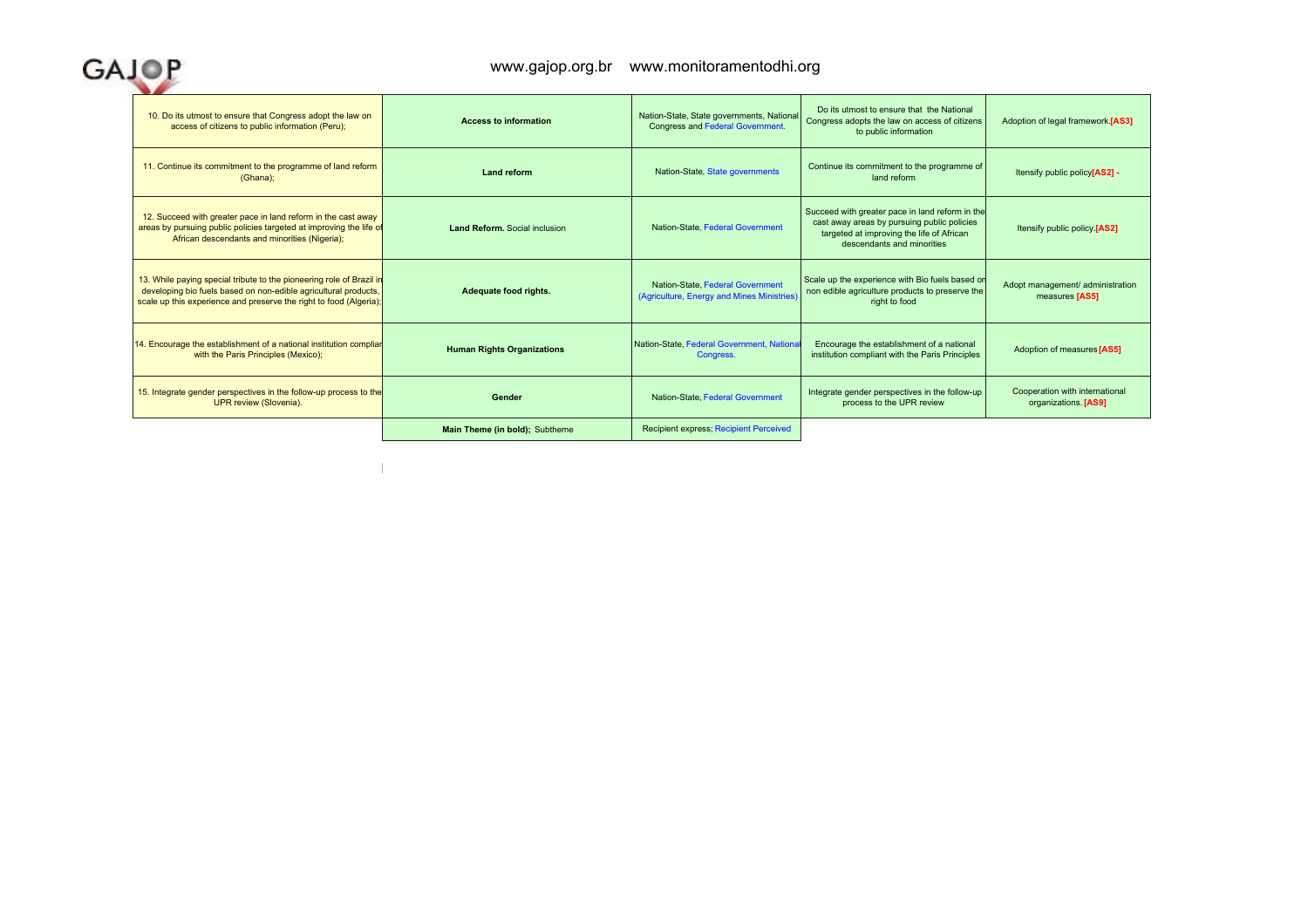| | | | | |
|---|---|---|---|---|
| 10. Do its utmost to ensure that Congress adopt the law on access of citizens to public information (Peru); | **Access to information** | Nation-State, State governments, National Congress and Federal Government. | Do its utmost to ensure that the National Congress adopts the law on access of citizens to public information | Adoption of legal framework.[AS3] |
| 11. Continue its commitment to the programme of land reform (Ghana); | **Land reform** | Nation-State, State governments | Continue its commitment to the programme of land reform | Itensify public policy[AS2] - |
| 12. Succeed with greater pace in land reform in the cast away areas by pursuing public policies targeted at improving the life of African descendants and minorities (Nigeria); | **Land Reform.** Social inclusion | Nation-State, Federal Government | Succeed with greater pace in land reform in the cast away areas by pursuing public policies targeted at improving the life of African descendants and minorities | Itensify public policy.[AS2] |
| 13. While paying special tribute to the pioneering role of Brazil in developing bio fuels based on non-edible agricultural products, scale up this experience and preserve the right to food (Algeria); | **Adequate food rights.** | Nation-State, Federal Government (Agriculture, Energy and Mines Ministries) | Scale up the experience with Bio fuels based on non edible agriculture products to preserve the right to food | Adopt management/ administration measures [AS5] |
| 14. Encourage the establishment of a national institution compliant with the Paris Principles (Mexico); | **Human Rights Organizations** | Nation-State, Federal Government, National Congress. | Encourage the establishment of a national institution compliant with the Paris Principles | Adoption of measures [AS5] |
| 15. Integrate gender perspectives in the follow-up process to the UPR review (Slovenia). | **Gender** | Nation-State, Federal Government | Integrate gender perspectives in the follow-up process to the UPR review | Cooperation with international organizations. [AS9] |
| | **Main Theme (in bold);** Subtheme | Recipient express; Recipient Perceived | | |